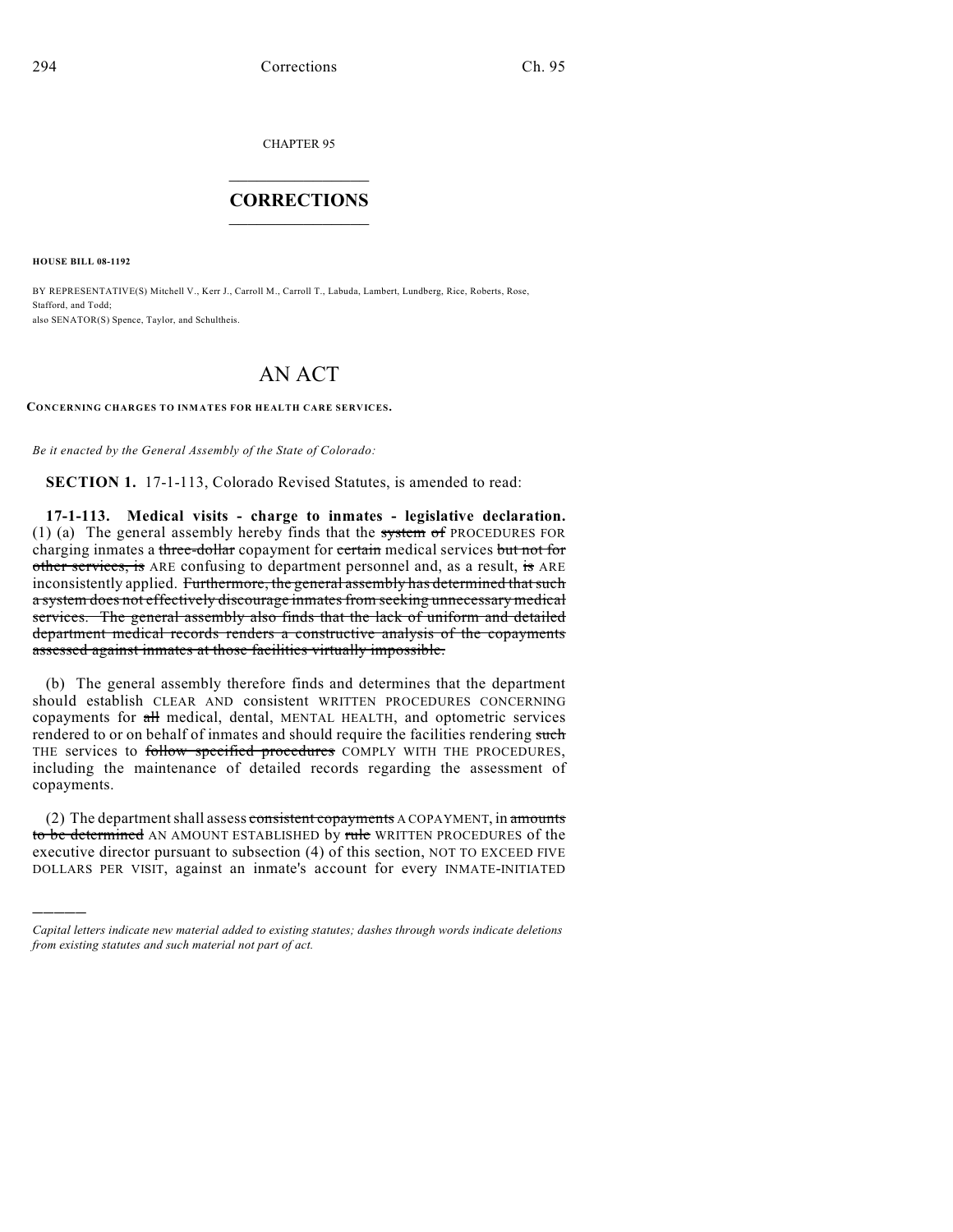CHAPTER 95

## CORRECTIONS

**HOUSE BILL 08-1192**

BY REPRESENTATIVE(S) Mitchell V., Kerr J., Carroll M., Carroll T., Labuda, Lambert, Lundberg, Rice, Roberts, Rose, Stafford, and Todd;
also SENATOR(S) Spence, Taylor, and Schultheis.

# AN ACT

**CONCERNING CHARGES TO INMATES FOR HEALTH CARE SERVICES.**

*Be it enacted by the General Assembly of the State of Colorado:*

**SECTION 1.** 17-1-113, Colorado Revised Statutes, is amended to read:

**17-1-113. Medical visits - charge to inmates - legislative declaration.** (1) (a) The general assembly hereby finds that the ~~system of~~ PROCEDURES FOR charging inmates a ~~three-dollar~~ copayment for ~~certain~~ medical services ~~but not for other services, is~~ ARE confusing to department personnel and, as a result, ~~is~~ ARE inconsistently applied. ~~Furthermore, the general assembly has determined that such a system does not effectively discourage inmates from seeking unnecessary medical services. The general assembly also finds that the lack of uniform and detailed department medical records renders a constructive analysis of the copayments assessed against inmates at those facilities virtually impossible.~~

(b) The general assembly therefore finds and determines that the department should establish CLEAR AND consistent WRITTEN PROCEDURES CONCERNING copayments for ~~all~~ medical, dental, MENTAL HEALTH, and optometric services rendered to or on behalf of inmates and should require the facilities rendering ~~such~~ THE services to ~~follow specified procedures~~ COMPLY WITH THE PROCEDURES, including the maintenance of detailed records regarding the assessment of copayments.

(2) The department shall assess ~~consistent copayments~~ A COPAYMENT, in ~~amounts to be determined~~ AN AMOUNT ESTABLISHED by ~~rule~~ WRITTEN PROCEDURES of the executive director pursuant to subsection (4) of this section, NOT TO EXCEED FIVE DOLLARS PER VISIT, against an inmate's account for every INMATE-INITIATED

---

*Capital letters indicate new material added to existing statutes; dashes through words indicate deletions from existing statutes and such material not part of act.*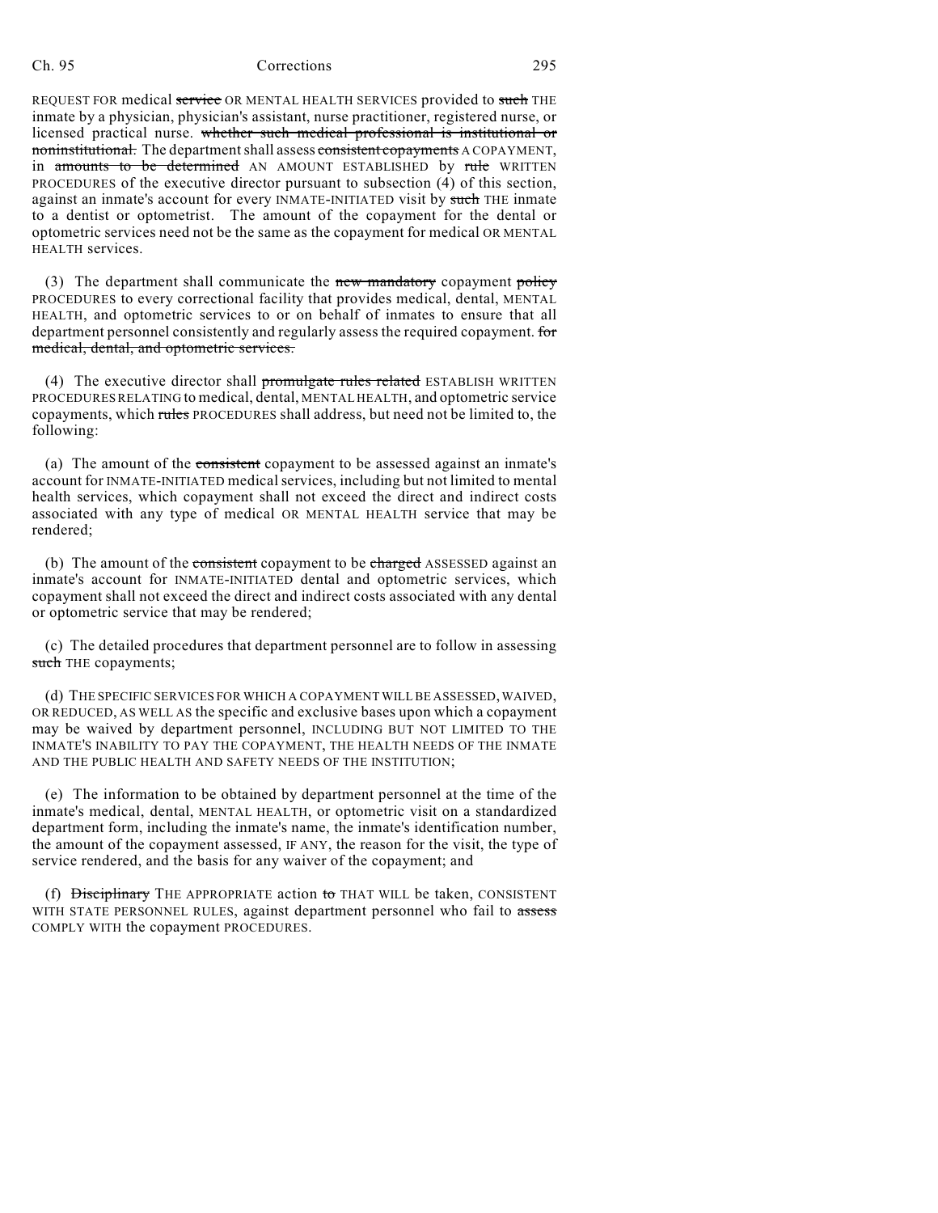REQUEST FOR medical ~~service~~ OR MENTAL HEALTH SERVICES provided to ~~such~~ THE inmate by a physician, physician's assistant, nurse practitioner, registered nurse, or licensed practical nurse. ~~whether such medical professional is institutional or noninstitutional.~~ The department shall assess ~~consistent copayments~~ A COPAYMENT, in ~~amounts to be determined~~ AN AMOUNT ESTABLISHED by ~~rule~~ WRITTEN PROCEDURES of the executive director pursuant to subsection (4) of this section, against an inmate's account for every INMATE-INITIATED visit by ~~such~~ THE inmate to a dentist or optometrist. The amount of the copayment for the dental or optometric services need not be the same as the copayment for medical OR MENTAL HEALTH services.

(3) The department shall communicate the ~~new mandatory~~ copayment ~~policy~~ PROCEDURES to every correctional facility that provides medical, dental, MENTAL HEALTH, and optometric services to or on behalf of inmates to ensure that all department personnel consistently and regularly assess the required copayment. ~~for medical, dental, and optometric services.~~

(4) The executive director shall ~~promulgate rules related~~ ESTABLISH WRITTEN PROCEDURES RELATING to medical, dental, MENTAL HEALTH, and optometric service copayments, which ~~rules~~ PROCEDURES shall address, but need not be limited to, the following:

(a) The amount of the ~~consistent~~ copayment to be assessed against an inmate's account for INMATE-INITIATED medical services, including but not limited to mental health services, which copayment shall not exceed the direct and indirect costs associated with any type of medical OR MENTAL HEALTH service that may be rendered;

(b) The amount of the ~~consistent~~ copayment to be ~~charged~~ ASSESSED against an inmate's account for INMATE-INITIATED dental and optometric services, which copayment shall not exceed the direct and indirect costs associated with any dental or optometric service that may be rendered;

(c) The detailed procedures that department personnel are to follow in assessing ~~such~~ THE copayments;

(d) THE SPECIFIC SERVICES FOR WHICH A COPAYMENT WILL BE ASSESSED, WAIVED, OR REDUCED, AS WELL AS the specific and exclusive bases upon which a copayment may be waived by department personnel, INCLUDING BUT NOT LIMITED TO THE INMATE'S INABILITY TO PAY THE COPAYMENT, THE HEALTH NEEDS OF THE INMATE AND THE PUBLIC HEALTH AND SAFETY NEEDS OF THE INSTITUTION;

(e) The information to be obtained by department personnel at the time of the inmate's medical, dental, MENTAL HEALTH, or optometric visit on a standardized department form, including the inmate's name, the inmate's identification number, the amount of the copayment assessed, IF ANY, the reason for the visit, the type of service rendered, and the basis for any waiver of the copayment; and

(f) ~~Disciplinary~~ THE APPROPRIATE action ~~to~~ THAT WILL be taken, CONSISTENT WITH STATE PERSONNEL RULES, against department personnel who fail to ~~assess~~ COMPLY WITH the copayment PROCEDURES.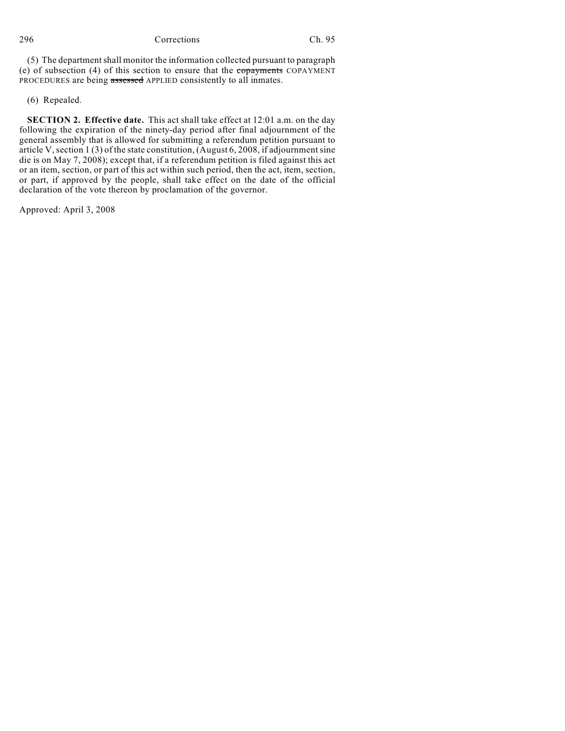(5) The department shall monitor the information collected pursuant to paragraph (e) of subsection (4) of this section to ensure that the ~~copayments~~ COPAYMENT PROCEDURES are being ~~assessed~~ APPLIED consistently to all inmates.

(6) Repealed.

**SECTION 2. Effective date.** This act shall take effect at 12:01 a.m. on the day following the expiration of the ninety-day period after final adjournment of the general assembly that is allowed for submitting a referendum petition pursuant to article V, section 1 (3) of the state constitution, (August 6, 2008, if adjournment sine die is on May 7, 2008); except that, if a referendum petition is filed against this act or an item, section, or part of this act within such period, then the act, item, section, or part, if approved by the people, shall take effect on the date of the official declaration of the vote thereon by proclamation of the governor.

Approved: April 3, 2008